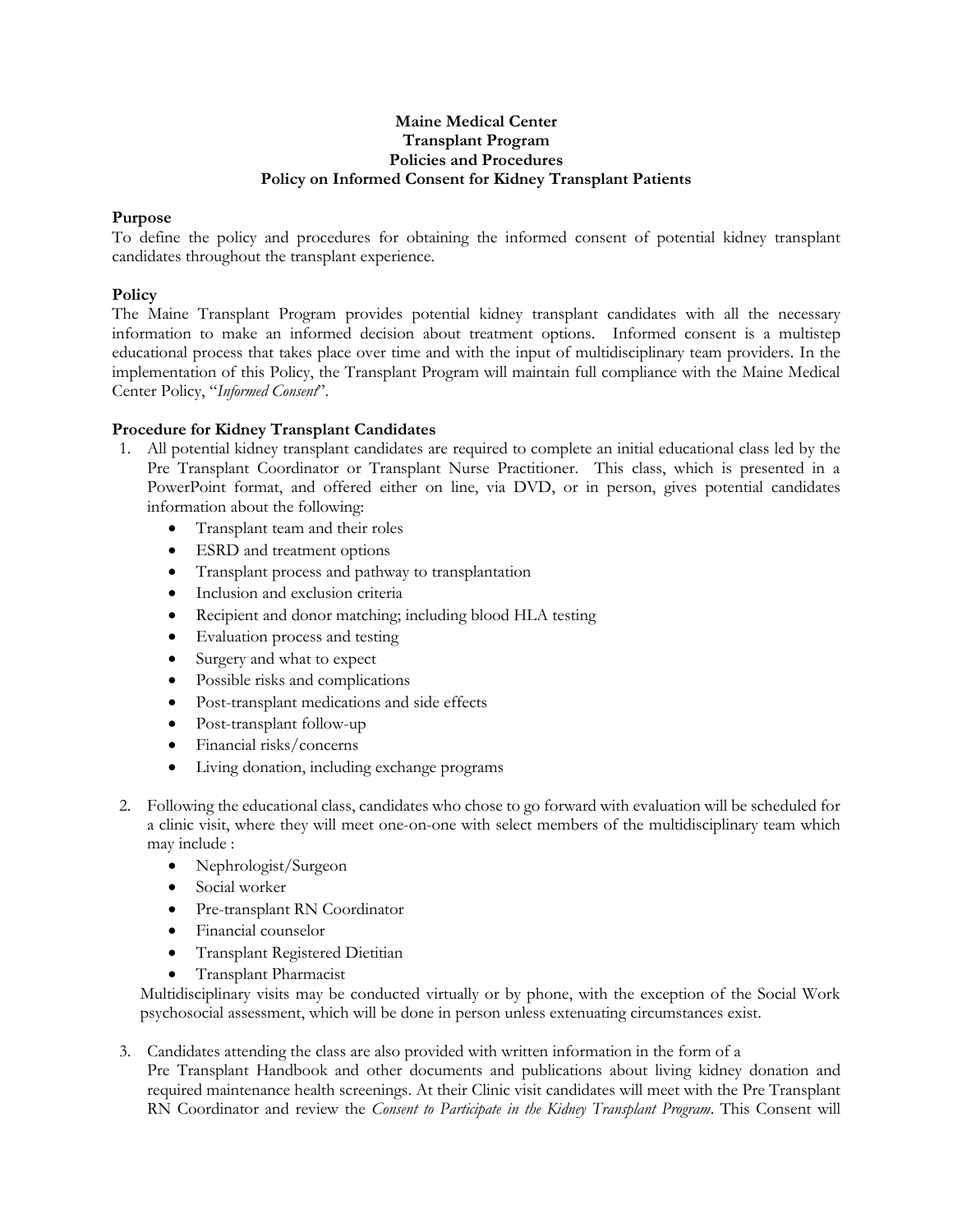**Maine Medical Center**
**Transplant Program**
**Policies and Procedures**
**Policy on Informed Consent for Kidney Transplant Patients**

**Purpose**

To define the policy and procedures for obtaining the informed consent of potential kidney transplant candidates throughout the transplant experience.

**Policy**

The Maine Transplant Program provides potential kidney transplant candidates with all the necessary information to make an informed decision about treatment options. Informed consent is a multistep educational process that takes place over time and with the input of multidisciplinary team providers. In the implementation of this Policy, the Transplant Program will maintain full compliance with the Maine Medical Center Policy, "*Informed Consent*".

**Procedure for Kidney Transplant Candidates**

1. All potential kidney transplant candidates are required to complete an initial educational class led by the Pre Transplant Coordinator or Transplant Nurse Practitioner. This class, which is presented in a PowerPoint format, and offered either on line, via DVD, or in person, gives potential candidates information about the following:
   - Transplant team and their roles
   - ESRD and treatment options
   - Transplant process and pathway to transplantation
   - Inclusion and exclusion criteria
   - Recipient and donor matching; including blood HLA testing
   - Evaluation process and testing
   - Surgery and what to expect
   - Possible risks and complications
   - Post-transplant medications and side effects
   - Post-transplant follow-up
   - Financial risks/concerns
   - Living donation, including exchange programs

2. Following the educational class, candidates who chose to go forward with evaluation will be scheduled for a clinic visit, where they will meet one-on-one with select members of the multidisciplinary team which may include :
   - Nephrologist/Surgeon
   - Social worker
   - Pre-transplant RN Coordinator
   - Financial counselor
   - Transplant Registered Dietitian
   - Transplant Pharmacist

   Multidisciplinary visits may be conducted virtually or by phone, with the exception of the Social Work psychosocial assessment, which will be done in person unless extenuating circumstances exist.

3. Candidates attending the class are also provided with written information in the form of a Pre Transplant Handbook and other documents and publications about living kidney donation and required maintenance health screenings. At their Clinic visit candidates will meet with the Pre Transplant RN Coordinator and review the *Consent to Participate in the Kidney Transplant Program*. This Consent will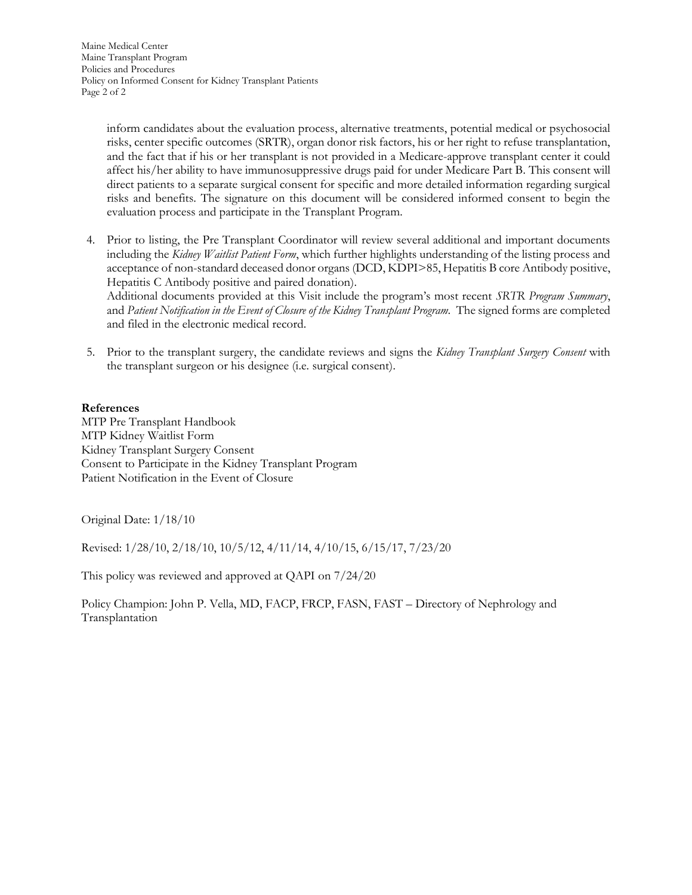inform candidates about the evaluation process, alternative treatments, potential medical or psychosocial risks, center specific outcomes (SRTR), organ donor risk factors, his or her right to refuse transplantation, and the fact that if his or her transplant is not provided in a Medicare-approve transplant center it could affect his/her ability to have immunosuppressive drugs paid for under Medicare Part B. This consent will direct patients to a separate surgical consent for specific and more detailed information regarding surgical risks and benefits. The signature on this document will be considered informed consent to begin the evaluation process and participate in the Transplant Program.

4. Prior to listing, the Pre Transplant Coordinator will review several additional and important documents including the *Kidney Waitlist Patient Form*, which further highlights understanding of the listing process and acceptance of non-standard deceased donor organs (DCD, KDPI>85, Hepatitis B core Antibody positive, Hepatitis C Antibody positive and paired donation).
   Additional documents provided at this Visit include the program's most recent *SRTR Program Summary*, and *Patient Notification in the Event of Closure of the Kidney Transplant Program*. The signed forms are completed and filed in the electronic medical record.

5. Prior to the transplant surgery, the candidate reviews and signs the *Kidney Transplant Surgery Consent* with the transplant surgeon or his designee (i.e. surgical consent).

**References**

MTP Pre Transplant Handbook
MTP Kidney Waitlist Form
Kidney Transplant Surgery Consent
Consent to Participate in the Kidney Transplant Program
Patient Notification in the Event of Closure

Original Date: 1/18/10

Revised: 1/28/10, 2/18/10, 10/5/12, 4/11/14, 4/10/15, 6/15/17, 7/23/20

This policy was reviewed and approved at QAPI on 7/24/20

Policy Champion: John P. Vella, MD, FACP, FRCP, FASN, FAST – Directory of Nephrology and Transplantation